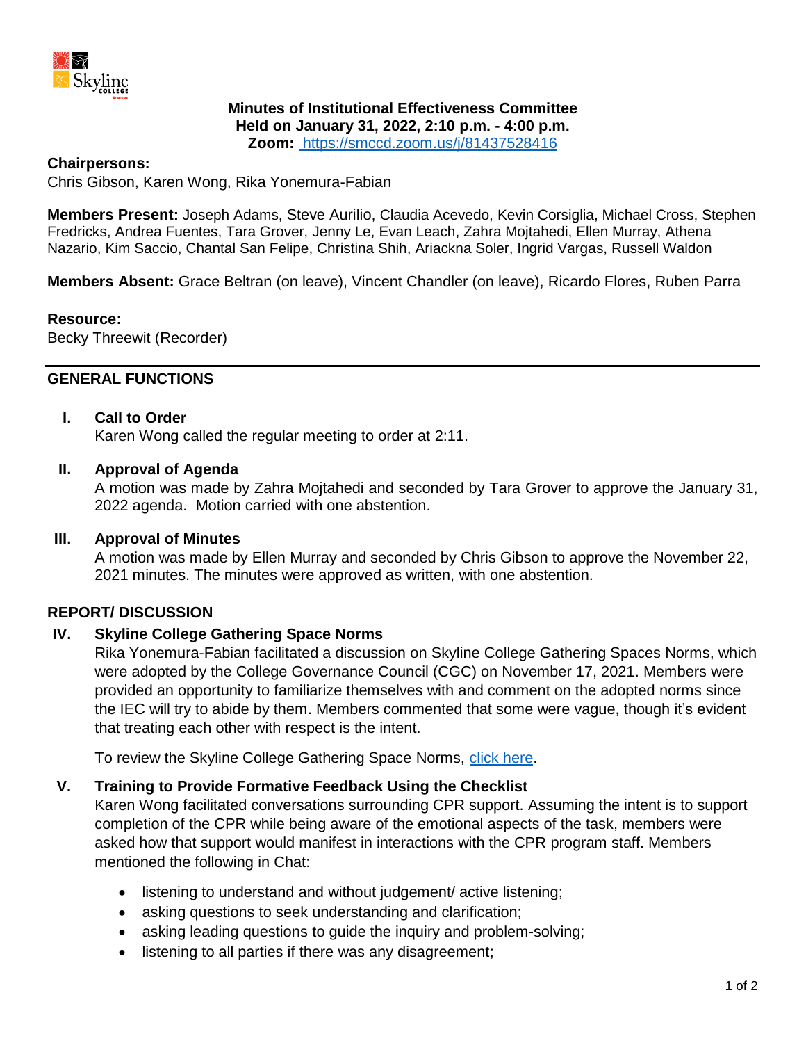**Minutes of Institutional Effectiveness Committee**
**Held on January 31, 2022, 2:10 p.m. - 4:00 p.m.**
**Zoom:** [https://smccd.zoom.us/j/81437528416](https://smccd.zoom.us/j/81437528416)

**Chairpersons:**
Chris Gibson, Karen Wong, Rika Yonemura-Fabian

**Members Present:** Joseph Adams, Steve Aurilio, Claudia Acevedo, Kevin Corsiglia, Michael Cross, Stephen Fredricks, Andrea Fuentes, Tara Grover, Jenny Le, Evan Leach, Zahra Mojtahedi, Ellen Murray, Athena Nazario, Kim Saccio, Chantal San Felipe, Christina Shih, Ariackna Soler, Ingrid Vargas, Russell Waldon

**Members Absent:** Grace Beltran (on leave), Vincent Chandler (on leave), Ricardo Flores, Ruben Parra

**Resource:**
Becky Threewit (Recorder)

---

## GENERAL FUNCTIONS

### I. Call to Order

Karen Wong called the regular meeting to order at 2:11.

### II. Approval of Agenda

A motion was made by Zahra Mojtahedi and seconded by Tara Grover to approve the January 31, 2022 agenda. Motion carried with one abstention.

### III. Approval of Minutes

A motion was made by Ellen Murray and seconded by Chris Gibson to approve the November 22, 2021 minutes. The minutes were approved as written, with one abstention.

## REPORT/ DISCUSSION

### IV. Skyline College Gathering Space Norms

Rika Yonemura-Fabian facilitated a discussion on Skyline College Gathering Spaces Norms, which were adopted by the College Governance Council (CGC) on November 17, 2021. Members were provided an opportunity to familiarize themselves with and comment on the adopted norms since the IEC will try to abide by them. Members commented that some were vague, though it's evident that treating each other with respect is the intent.

To review the Skyline College Gathering Space Norms, click here.

### V. Training to Provide Formative Feedback Using the Checklist

Karen Wong facilitated conversations surrounding CPR support. Assuming the intent is to support completion of the CPR while being aware of the emotional aspects of the task, members were asked how that support would manifest in interactions with the CPR program staff. Members mentioned the following in Chat:

- listening to understand and without judgement/ active listening;
- asking questions to seek understanding and clarification;
- asking leading questions to guide the inquiry and problem-solving;
- listening to all parties if there was any disagreement;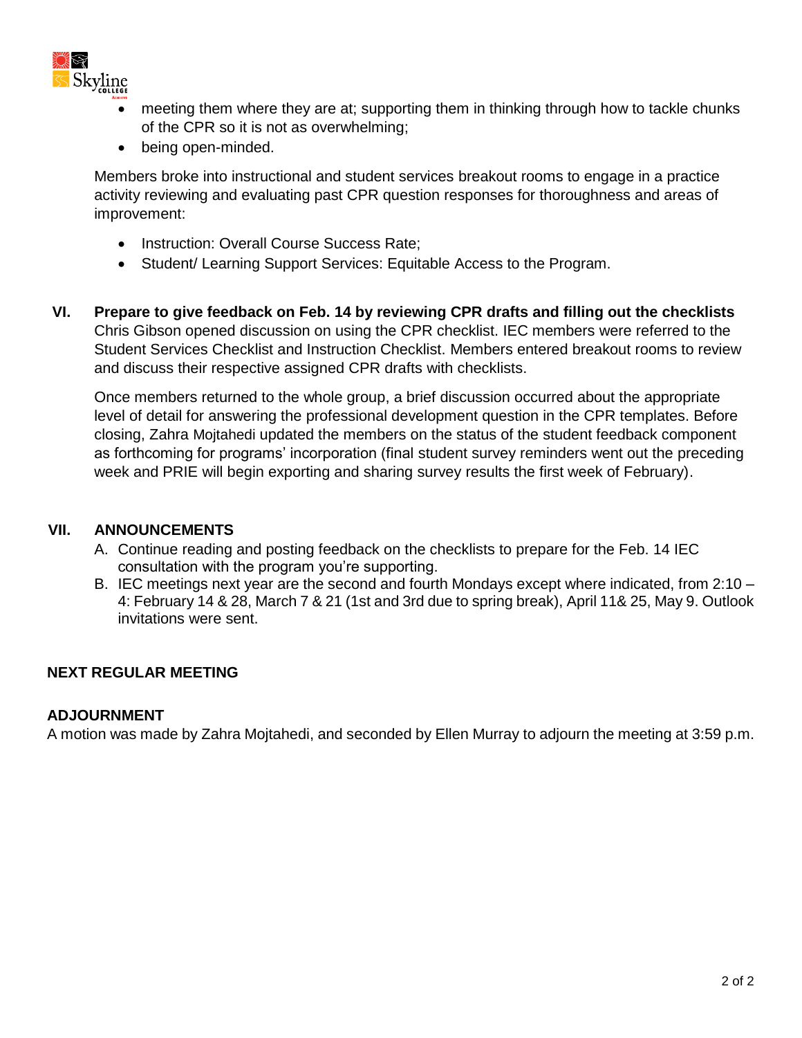- meeting them where they are at; supporting them in thinking through how to tackle chunks of the CPR so it is not as overwhelming;
- being open-minded.

Members broke into instructional and student services breakout rooms to engage in a practice activity reviewing and evaluating past CPR question responses for thoroughness and areas of improvement:

- Instruction: Overall Course Success Rate;
- Student/ Learning Support Services: Equitable Access to the Program.

**VI. Prepare to give feedback on Feb. 14 by reviewing CPR drafts and filling out the checklists**

Chris Gibson opened discussion on using the CPR checklist. IEC members were referred to the Student Services Checklist and Instruction Checklist. Members entered breakout rooms to review and discuss their respective assigned CPR drafts with checklists.

Once members returned to the whole group, a brief discussion occurred about the appropriate level of detail for answering the professional development question in the CPR templates. Before closing, Zahra Mojtahedi updated the members on the status of the student feedback component as forthcoming for programs' incorporation (final student survey reminders went out the preceding week and PRIE will begin exporting and sharing survey results the first week of February).

**VII. ANNOUNCEMENTS**

A. Continue reading and posting feedback on the checklists to prepare for the Feb. 14 IEC consultation with the program you're supporting.

B. IEC meetings next year are the second and fourth Mondays except where indicated, from 2:10 – 4: February 14 & 28, March 7 & 21 (1st and 3rd due to spring break), April 11& 25, May 9. Outlook invitations were sent.

**NEXT REGULAR MEETING**

**ADJOURNMENT**

A motion was made by Zahra Mojtahedi, and seconded by Ellen Murray to adjourn the meeting at 3:59 p.m.